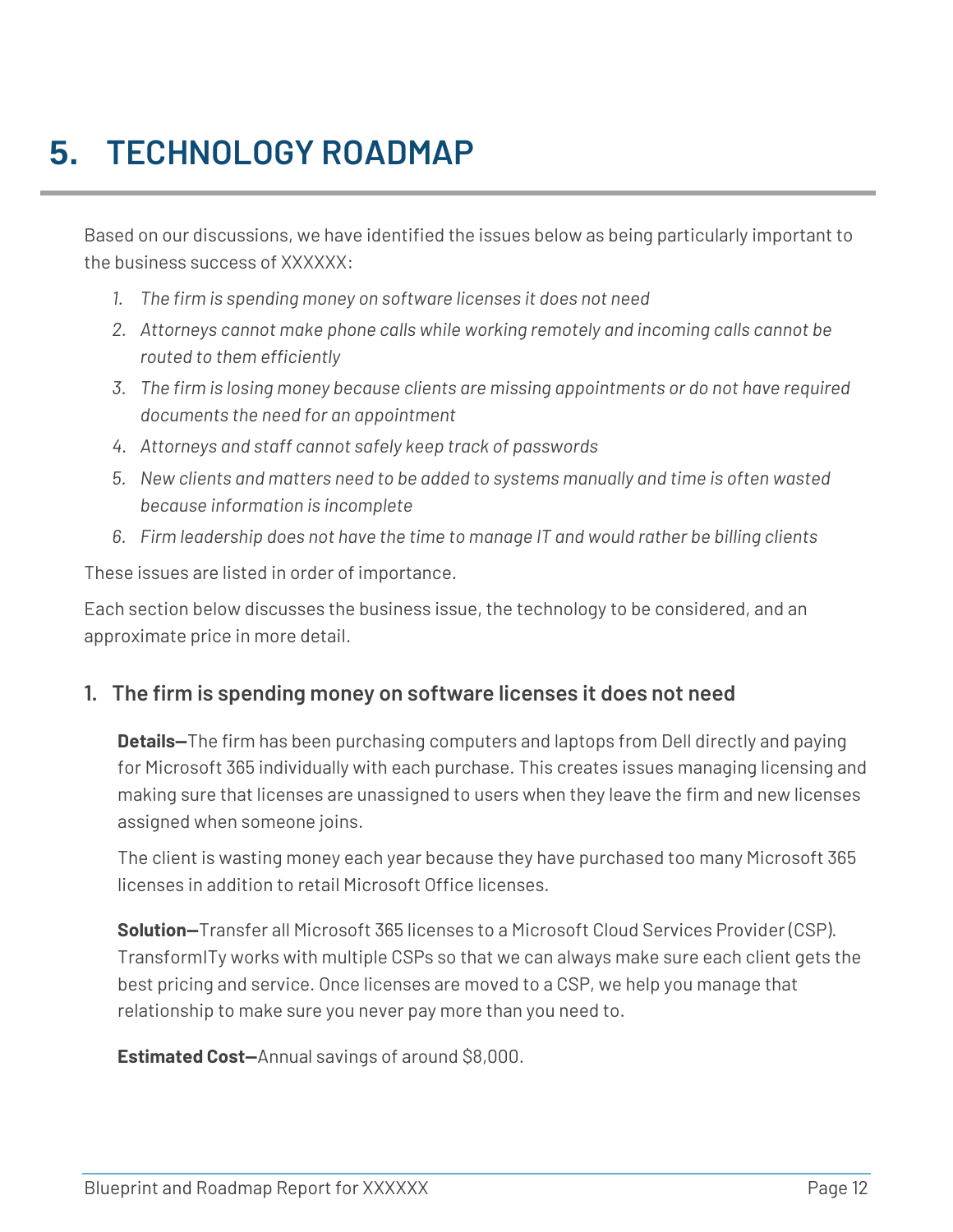# 5. TECHNOLOGY ROADMAP

Based on our discussions, we have identified the issues below as being particularly important to the business success of XXXXXX:

1. *The firm is spending money on software licenses it does not need*
2. *Attorneys cannot make phone calls while working remotely and incoming calls cannot be routed to them efficiently*
3. *The firm is losing money because clients are missing appointments or do not have required documents the need for an appointment*
4. *Attorneys and staff cannot safely keep track of passwords*
5. *New clients and matters need to be added to systems manually and time is often wasted because information is incomplete*
6. *Firm leadership does not have the time to manage IT and would rather be billing clients*

These issues are listed in order of importance.

Each section below discusses the business issue, the technology to be considered, and an approximate price in more detail.

## 1. The firm is spending money on software licenses it does not need

**Details—**The firm has been purchasing computers and laptops from Dell directly and paying for Microsoft 365 individually with each purchase. This creates issues managing licensing and making sure that licenses are unassigned to users when they leave the firm and new licenses assigned when someone joins.

The client is wasting money each year because they have purchased too many Microsoft 365 licenses in addition to retail Microsoft Office licenses.

**Solution—**Transfer all Microsoft 365 licenses to a Microsoft Cloud Services Provider (CSP). TransformITy works with multiple CSPs so that we can always make sure each client gets the best pricing and service. Once licenses are moved to a CSP, we help you manage that relationship to make sure you never pay more than you need to.

**Estimated Cost—**Annual savings of around $8,000.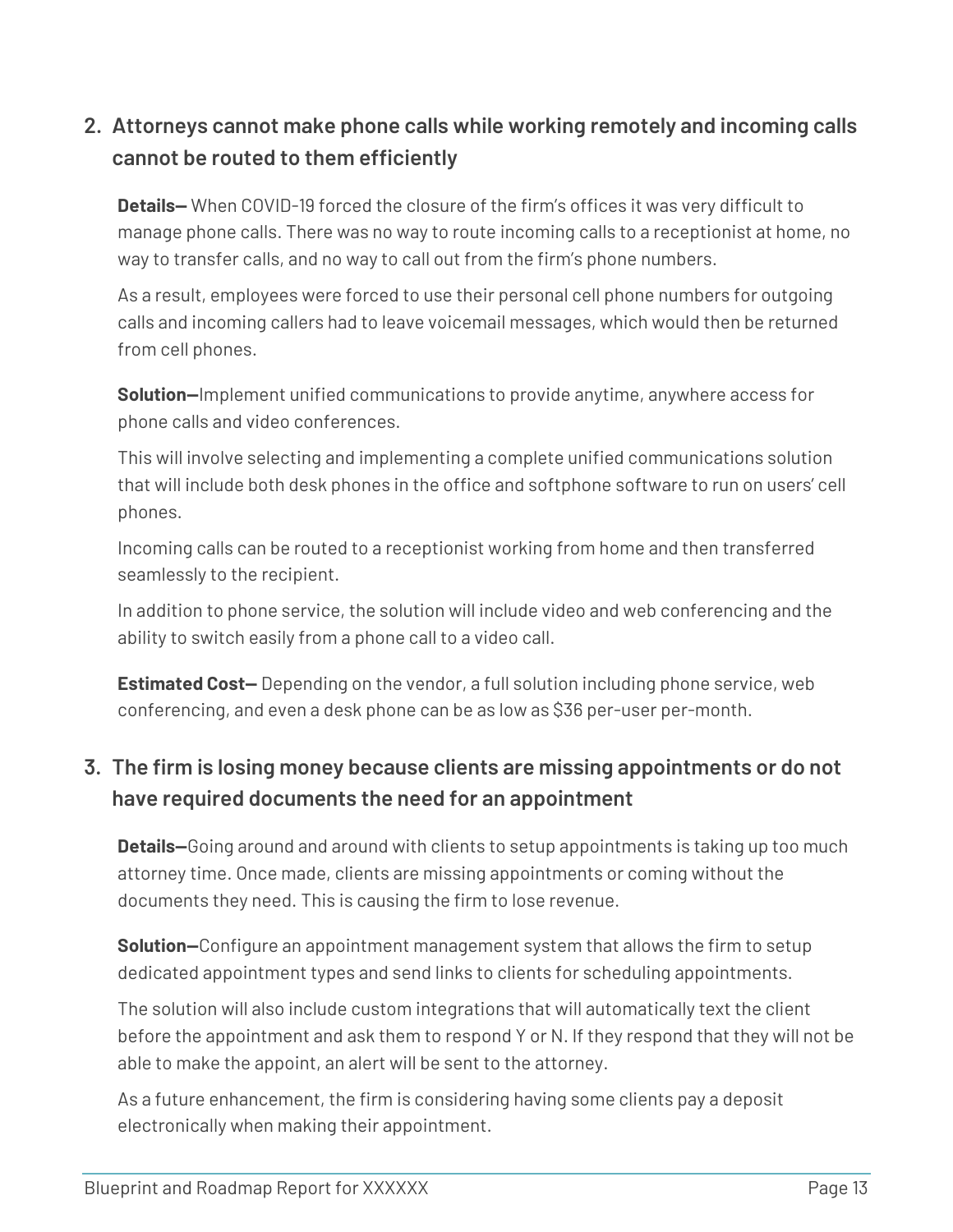2. **Attorneys cannot make phone calls while working remotely and incoming calls cannot be routed to them efficiently**

   **Details—** When COVID-19 forced the closure of the firm's offices it was very difficult to manage phone calls. There was no way to route incoming calls to a receptionist at home, no way to transfer calls, and no way to call out from the firm's phone numbers.

   As a result, employees were forced to use their personal cell phone numbers for outgoing calls and incoming callers had to leave voicemail messages, which would then be returned from cell phones.

   **Solution—**Implement unified communications to provide anytime, anywhere access for phone calls and video conferences.

   This will involve selecting and implementing a complete unified communications solution that will include both desk phones in the office and softphone software to run on users' cell phones.

   Incoming calls can be routed to a receptionist working from home and then transferred seamlessly to the recipient.

   In addition to phone service, the solution will include video and web conferencing and the ability to switch easily from a phone call to a video call.

   **Estimated Cost—** Depending on the vendor, a full solution including phone service, web conferencing, and even a desk phone can be as low as $36 per-user per-month.

3. **The firm is losing money because clients are missing appointments or do not have required documents the need for an appointment**

   **Details—**Going around and around with clients to setup appointments is taking up too much attorney time. Once made, clients are missing appointments or coming without the documents they need. This is causing the firm to lose revenue.

   **Solution—**Configure an appointment management system that allows the firm to setup dedicated appointment types and send links to clients for scheduling appointments.

   The solution will also include custom integrations that will automatically text the client before the appointment and ask them to respond Y or N. If they respond that they will not be able to make the appoint, an alert will be sent to the attorney.

   As a future enhancement, the firm is considering having some clients pay a deposit electronically when making their appointment.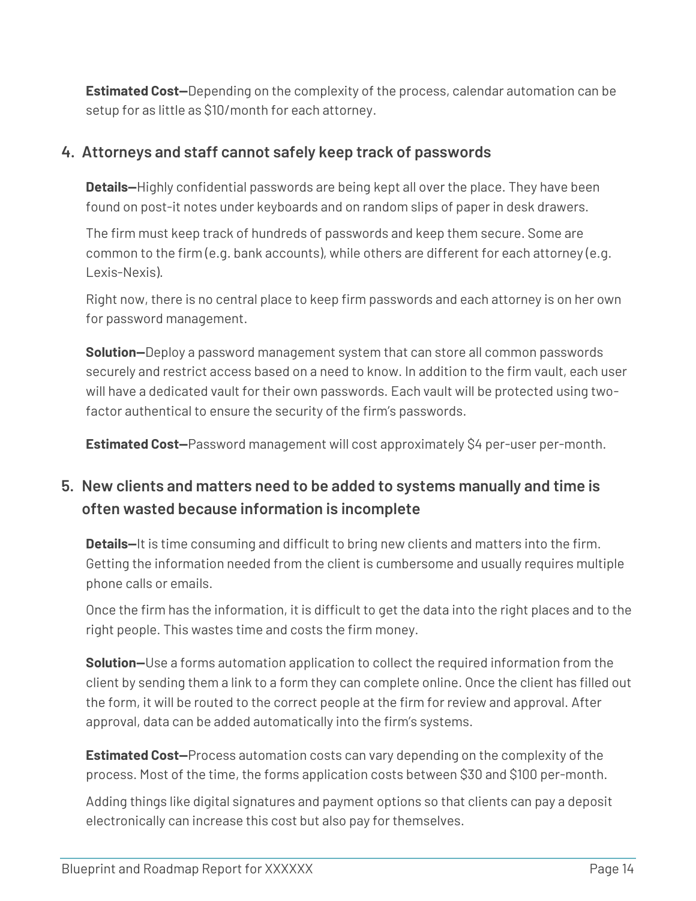**Estimated Cost—**Depending on the complexity of the process, calendar automation can be setup for as little as $10/month for each attorney.

### 4. Attorneys and staff cannot safely keep track of passwords

**Details—**Highly confidential passwords are being kept all over the place. They have been found on post-it notes under keyboards and on random slips of paper in desk drawers.

The firm must keep track of hundreds of passwords and keep them secure. Some are common to the firm (e.g. bank accounts), while others are different for each attorney (e.g. Lexis-Nexis).

Right now, there is no central place to keep firm passwords and each attorney is on her own for password management.

**Solution—**Deploy a password management system that can store all common passwords securely and restrict access based on a need to know. In addition to the firm vault, each user will have a dedicated vault for their own passwords. Each vault will be protected using two-factor authentical to ensure the security of the firm's passwords.

**Estimated Cost—**Password management will cost approximately $4 per-user per-month.

### 5. New clients and matters need to be added to systems manually and time is often wasted because information is incomplete

**Details—**It is time consuming and difficult to bring new clients and matters into the firm. Getting the information needed from the client is cumbersome and usually requires multiple phone calls or emails.

Once the firm has the information, it is difficult to get the data into the right places and to the right people. This wastes time and costs the firm money.

**Solution—**Use a forms automation application to collect the required information from the client by sending them a link to a form they can complete online. Once the client has filled out the form, it will be routed to the correct people at the firm for review and approval. After approval, data can be added automatically into the firm's systems.

**Estimated Cost—**Process automation costs can vary depending on the complexity of the process. Most of the time, the forms application costs between $30 and $100 per-month.

Adding things like digital signatures and payment options so that clients can pay a deposit electronically can increase this cost but also pay for themselves.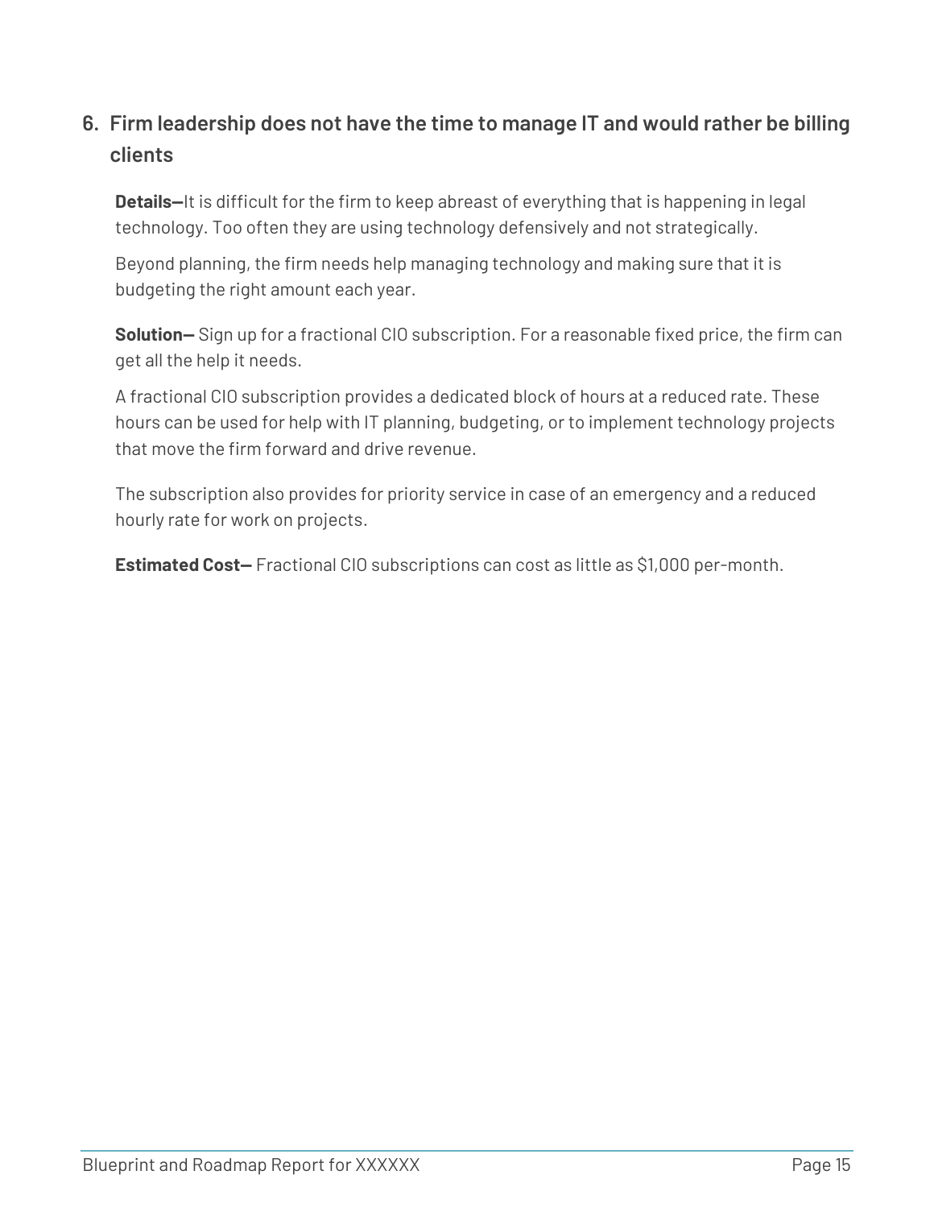6. **Firm leadership does not have the time to manage IT and would rather be billing clients**

   **Details—** It is difficult for the firm to keep abreast of everything that is happening in legal technology. Too often they are using technology defensively and not strategically.

   Beyond planning, the firm needs help managing technology and making sure that it is budgeting the right amount each year.

   **Solution—** Sign up for a fractional CIO subscription. For a reasonable fixed price, the firm can get all the help it needs.

   A fractional CIO subscription provides a dedicated block of hours at a reduced rate. These hours can be used for help with IT planning, budgeting, or to implement technology projects that move the firm forward and drive revenue.

   The subscription also provides for priority service in case of an emergency and a reduced hourly rate for work on projects.

   **Estimated Cost—** Fractional CIO subscriptions can cost as little as $1,000 per-month.